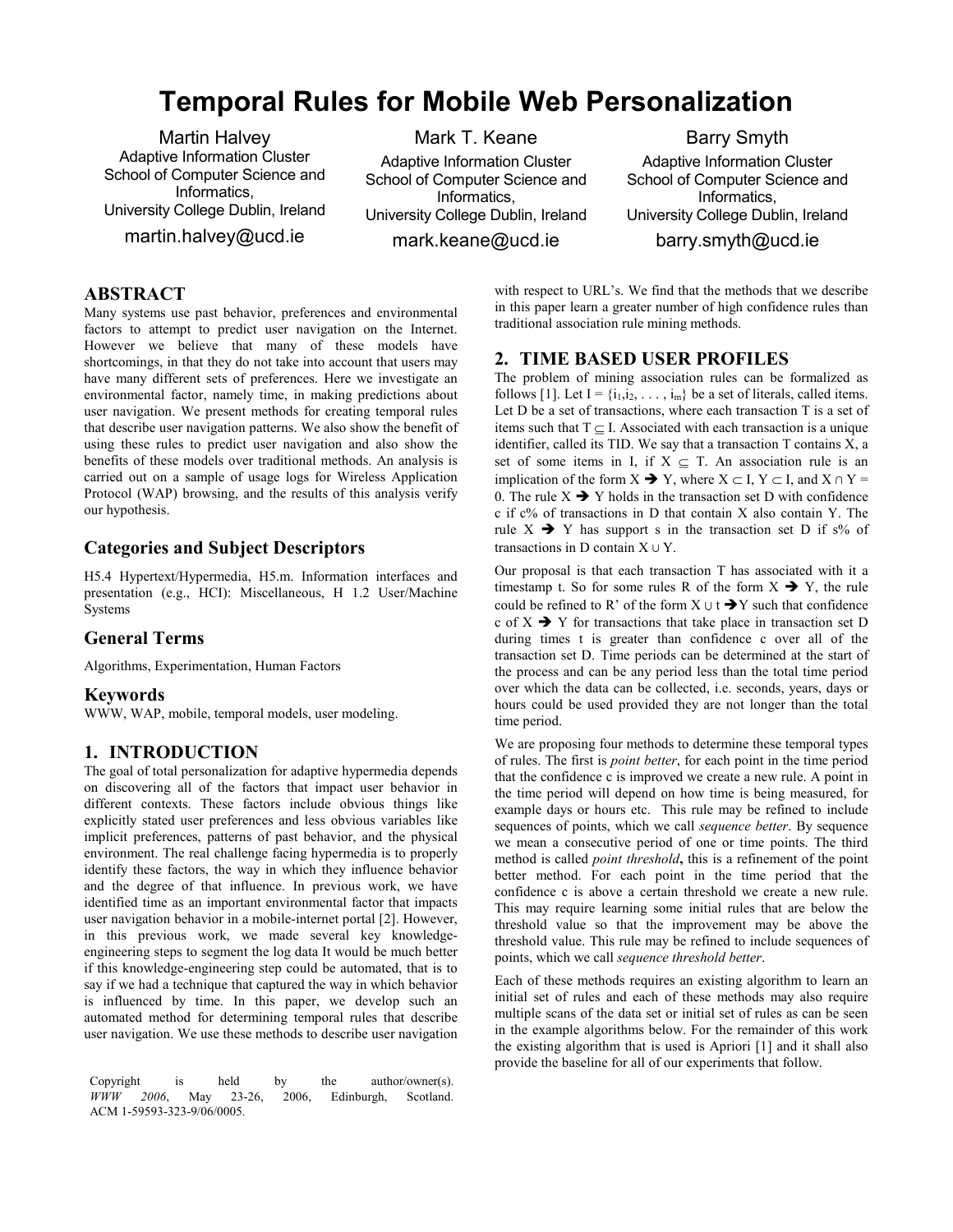# Temporal Rules for Mobile Web Personalization

Martin Halvey
Adaptive Information Cluster
School of Computer Science and Informatics,
University College Dublin, Ireland
martin.halvey@ucd.ie

Mark T. Keane
Adaptive Information Cluster
School of Computer Science and Informatics,
University College Dublin, Ireland
mark.keane@ucd.ie

Barry Smyth
Adaptive Information Cluster
School of Computer Science and Informatics,
University College Dublin, Ireland
barry.smyth@ucd.ie

## ABSTRACT

Many systems use past behavior, preferences and environmental factors to attempt to predict user navigation on the Internet. However we believe that many of these models have shortcomings, in that they do not take into account that users may have many different sets of preferences. Here we investigate an environmental factor, namely time, in making predictions about user navigation. We present methods for creating temporal rules that describe user navigation patterns. We also show the benefit of using these rules to predict user navigation and also show the benefits of these models over traditional methods. An analysis is carried out on a sample of usage logs for Wireless Application Protocol (WAP) browsing, and the results of this analysis verify our hypothesis.

### Categories and Subject Descriptors

H5.4 Hypertext/Hypermedia, H5.m. Information interfaces and presentation (e.g., HCI): Miscellaneous, H 1.2 User/Machine Systems

### General Terms

Algorithms, Experimentation, Human Factors

### Keywords

WWW, WAP, mobile, temporal models, user modeling.

## 1. INTRODUCTION

The goal of total personalization for adaptive hypermedia depends on discovering all of the factors that impact user behavior in different contexts. These factors include obvious things like explicitly stated user preferences and less obvious variables like implicit preferences, patterns of past behavior, and the physical environment. The real challenge facing hypermedia is to properly identify these factors, the way in which they influence behavior and the degree of that influence. In previous work, we have identified time as an important environmental factor that impacts user navigation behavior in a mobile-internet portal [2]. However, in this previous work, we made several key knowledge-engineering steps to segment the log data It would be much better if this knowledge-engineering step could be automated, that is to say if we had a technique that captured the way in which behavior is influenced by time. In this paper, we develop such an automated method for determining temporal rules that describe user navigation. We use these methods to describe user navigation with respect to URL's. We find that the methods that we describe in this paper learn a greater number of high confidence rules than traditional association rule mining methods.

## 2. TIME BASED USER PROFILES

The problem of mining association rules can be formalized as follows [1]. Let $I = \{i_1, i_2, \ldots, i_m\}$ be a set of literals, called items. Let D be a set of transactions, where each transaction T is a set of items such that $T \subseteq I$. Associated with each transaction is a unique identifier, called its TID. We say that a transaction T contains X, a set of some items in I, if $X \subseteq T$. An association rule is an implication of the form $X \rightarrow Y$, where $X \subset I$, $Y \subset I$, and $X \cap Y = 0$. The rule $X \rightarrow Y$ holds in the transaction set D with confidence c if c% of transactions in D that contain X also contain Y. The rule $X \rightarrow Y$ has support s in the transaction set D if s% of transactions in D contain $X \cup Y$.

Our proposal is that each transaction T has associated with it a timestamp t. So for some rules R of the form $X \rightarrow Y$, the rule could be refined to R' of the form $X \cup t \rightarrow Y$ such that confidence c of $X \rightarrow Y$ for transactions that take place in transaction set D during times t is greater than confidence c over all of the transaction set D. Time periods can be determined at the start of the process and can be any period less than the total time period over which the data can be collected, i.e. seconds, years, days or hours could be used provided they are not longer than the total time period.

We are proposing four methods to determine these temporal types of rules. The first is *point better*, for each point in the time period that the confidence c is improved we create a new rule. A point in the time period will depend on how time is being measured, for example days or hours etc. This rule may be refined to include sequences of points, which we call *sequence better*. By sequence we mean a consecutive period of one or time points. The third method is called *point threshold*, this is a refinement of the point better method. For each point in the time period that the confidence c is above a certain threshold we create a new rule. This may require learning some initial rules that are below the threshold value so that the improvement may be above the threshold value. This rule may be refined to include sequences of points, which we call *sequence threshold better*.

Each of these methods requires an existing algorithm to learn an initial set of rules and each of these methods may also require multiple scans of the data set or initial set of rules as can be seen in the example algorithms below. For the remainder of this work the existing algorithm that is used is Apriori [1] and it shall also provide the baseline for all of our experiments that follow.

Copyright is held by the author/owner(s).
*WWW 2006*, May 23-26, 2006, Edinburgh, Scotland.
ACM 1-59593-323-9/06/0005.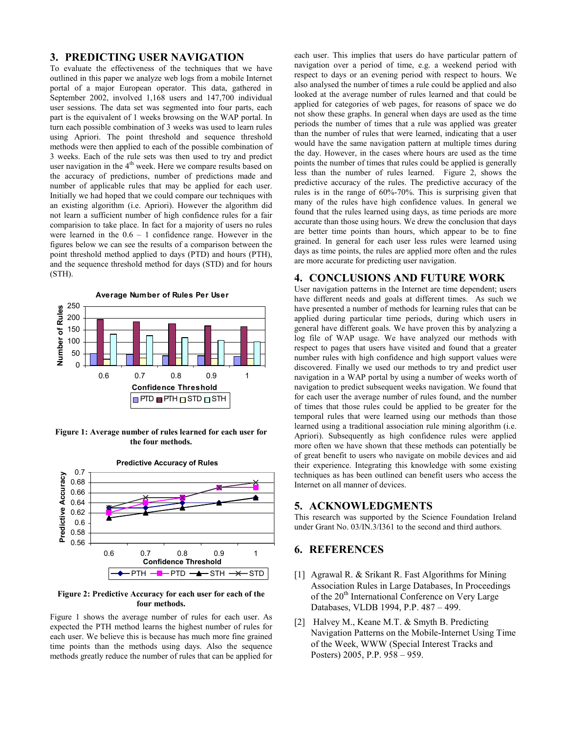## 3. PREDICTING USER NAVIGATION

To evaluate the effectiveness of the techniques that we have outlined in this paper we analyze web logs from a mobile Internet portal of a major European operator. This data, gathered in September 2002, involved 1,168 users and 147,700 individual user sessions. The data set was segmented into four parts, each part is the equivalent of 1 weeks browsing on the WAP portal. In turn each possible combination of 3 weeks was used to learn rules using Apriori. The point threshold and sequence threshold methods were then applied to each of the possible combination of 3 weeks. Each of the rule sets was then used to try and predict user navigation in the 4th week. Here we compare results based on the accuracy of predictions, number of predictions made and number of applicable rules that may be applied for each user. Initially we had hoped that we could compare our techniques with an existing algorithm (i.e. Apriori). However the algorithm did not learn a sufficient number of high confidence rules for a fair comparision to take place. In fact for a majority of users no rules were learned in the 0.6 – 1 confidence range. However in the figures below we can see the results of a comparison between the point threshold method applied to days (PTD) and hours (PTH), and the sequence threshold method for days (STD) and for hours (STH).

Average Number of Rules Per User

Number of Rules

250
200
150
100
50
0

0.6 0.7 0.8 0.9 1

Confidence Threshold

PTD PTH STD STH

**Figure 1: Average number of rules learned for each user for the four methods.**

Predictive Accuracy of Rules

Predictive Accuracy

0.7
0.68
0.66
0.64
0.62
0.6
0.58
0.56

0.6 0.7 0.8 0.9 1

Confidence Threshold

PTH PTD STH STD

**Figure 2: Predictive Accuracy for each user for each of the four methods.**

Figure 1 shows the average number of rules for each user. As expected the PTH method learns the highest number of rules for each user. We believe this is because has much more fine grained time points than the methods using days. Also the sequence methods greatly reduce the number of rules that can be applied for each user. This implies that users do have particular pattern of navigation over a period of time, e.g. a weekend period with respect to days or an evening period with respect to hours. We also analysed the number of times a rule could be applied and also looked at the average number of rules learned and that could be applied for categories of web pages, for reasons of space we do not show these graphs. In general when days are used as the time periods the number of times that a rule was applied was greater than the number of rules that were learned, indicating that a user would have the same navigation pattern at multiple times during the day. However, in the cases where hours are used as the time points the number of times that rules could be applied is generally less than the number of rules learned. Figure 2, shows the predictive accuracy of the rules. The predictive accuracy of the rules is in the range of 60%-70%. This is surprising given that many of the rules have high confidence values. In general we found that the rules learned using days, as time periods are more accurate than those using hours. We drew the conclusion that days are better time points than hours, which appear to be to fine grained. In general for each user less rules were learned using days as time points, the rules are applied more often and the rules are more accurate for predicting user navigation.

## 4. CONCLUSIONS AND FUTURE WORK

User navigation patterns in the Internet are time dependent; users have different needs and goals at different times. As such we have presented a number of methods for learning rules that can be applied during particular time periods, during which users in general have different goals. We have proven this by analyzing a log file of WAP usage. We have analyzed our methods with respect to pages that users have visited and found that a greater number rules with high confidence and high support values were discovered. Finally we used our methods to try and predict user navigation in a WAP portal by using a number of weeks worth of navigation to predict subsequent weeks navigation. We found that for each user the average number of rules found, and the number of times that those rules could be applied to be greater for the temporal rules that were learned using our methods than those learned using a traditional association rule mining algorithm (i.e. Apriori). Subsequently as high confidence rules were applied more often we have shown that these methods can potentially be of great benefit to users who navigate on mobile devices and aid their experience. Integrating this knowledge with some existing techniques as has been outlined can benefit users who access the Internet on all manner of devices.

## 5. ACKNOWLEDGMENTS

This research was supported by the Science Foundation Ireland under Grant No. 03/IN.3/I361 to the second and third authors.

## 6. REFERENCES

[1] Agrawal R. & Srikant R. Fast Algorithms for Mining Association Rules in Large Databases, In Proceedings of the 20th International Conference on Very Large Databases, VLDB 1994, P.P. 487 – 499.

[2] Halvey M., Keane M.T. & Smyth B. Predicting Navigation Patterns on the Mobile-Internet Using Time of the Week, WWW (Special Interest Tracks and Posters) 2005, P.P. 958 – 959.